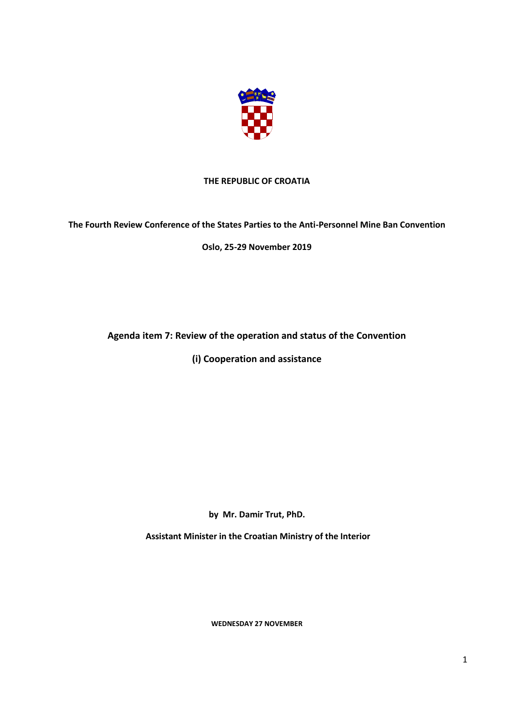**THE REPUBLIC OF CROATIA**

**The Fourth Review Conference of the States Parties to the Anti-Personnel Mine Ban Convention**

**Oslo, 25-29 November 2019**

## Agenda item 7: Review of the operation and status of the Convention

## (i) Cooperation and assistance

**by Mr. Damir Trut, PhD.**

**Assistant Minister in the Croatian Ministry of the Interior**

**WEDNESDAY 27 NOVEMBER**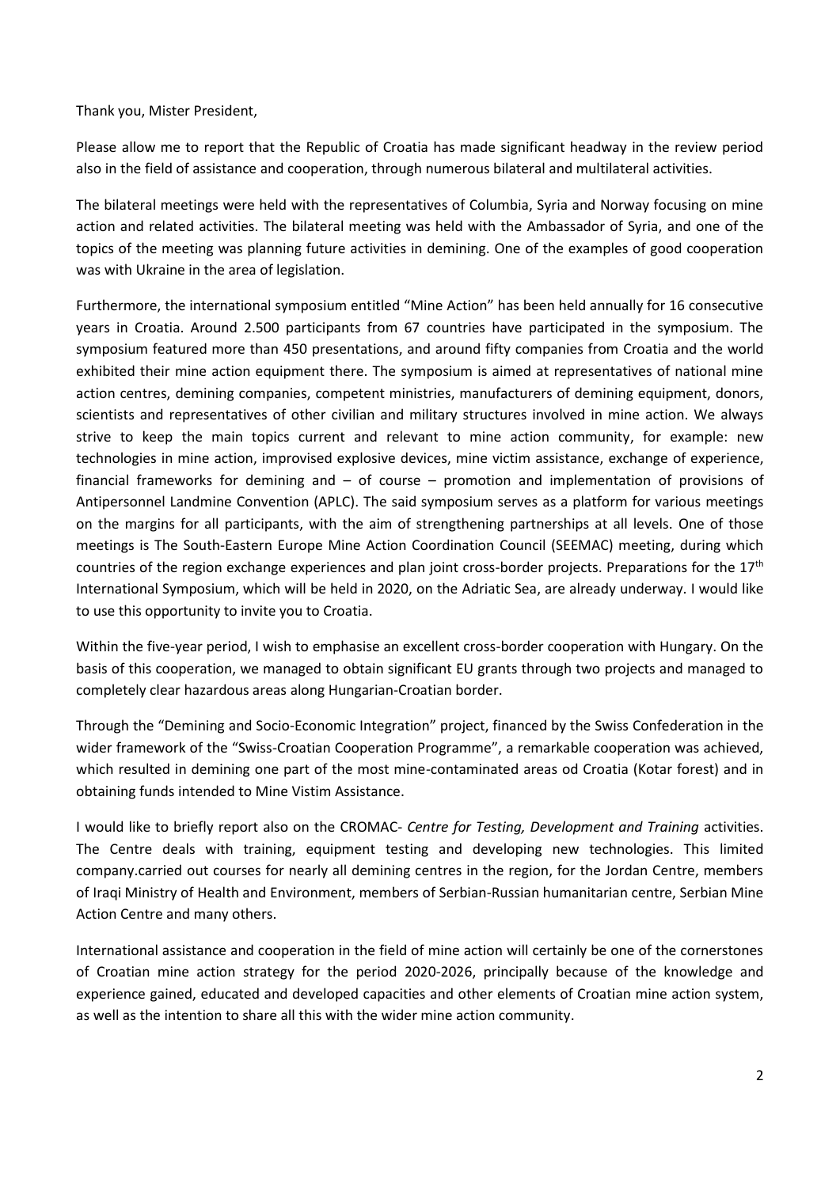Thank you, Mister President,

Please allow me to report that the Republic of Croatia has made significant headway in the review period also in the field of assistance and cooperation, through numerous bilateral and multilateral activities.

The bilateral meetings were held with the representatives of Columbia, Syria and Norway focusing on mine action and related activities. The bilateral meeting was held with the Ambassador of Syria, and one of the topics of the meeting was planning future activities in demining. One of the examples of good cooperation was with Ukraine in the area of legislation.

Furthermore, the international symposium entitled "Mine Action" has been held annually for 16 consecutive years in Croatia. Around 2.500 participants from 67 countries have participated in the symposium. The symposium featured more than 450 presentations, and around fifty companies from Croatia and the world exhibited their mine action equipment there. The symposium is aimed at representatives of national mine action centres, demining companies, competent ministries, manufacturers of demining equipment, donors, scientists and representatives of other civilian and military structures involved in mine action. We always strive to keep the main topics current and relevant to mine action community, for example: new technologies in mine action, improvised explosive devices, mine victim assistance, exchange of experience, financial frameworks for demining and – of course – promotion and implementation of provisions of Antipersonnel Landmine Convention (APLC). The said symposium serves as a platform for various meetings on the margins for all participants, with the aim of strengthening partnerships at all levels. One of those meetings is The South-Eastern Europe Mine Action Coordination Council (SEEMAC) meeting, during which countries of the region exchange experiences and plan joint cross-border projects. Preparations for the 17th International Symposium, which will be held in 2020, on the Adriatic Sea, are already underway. I would like to use this opportunity to invite you to Croatia.

Within the five-year period, I wish to emphasise an excellent cross-border cooperation with Hungary. On the basis of this cooperation, we managed to obtain significant EU grants through two projects and managed to completely clear hazardous areas along Hungarian-Croatian border.

Through the "Demining and Socio-Economic Integration" project, financed by the Swiss Confederation in the wider framework of the "Swiss-Croatian Cooperation Programme", a remarkable cooperation was achieved, which resulted in demining one part of the most mine-contaminated areas od Croatia (Kotar forest) and in obtaining funds intended to Mine Vistim Assistance.

I would like to briefly report also on the CROMAC- *Centre for Testing, Development and Training* activities. The Centre deals with training, equipment testing and developing new technologies. This limited company.carried out courses for nearly all demining centres in the region, for the Jordan Centre, members of Iraqi Ministry of Health and Environment, members of Serbian-Russian humanitarian centre, Serbian Mine Action Centre and many others.

International assistance and cooperation in the field of mine action will certainly be one of the cornerstones of Croatian mine action strategy for the period 2020-2026, principally because of the knowledge and experience gained, educated and developed capacities and other elements of Croatian mine action system, as well as the intention to share all this with the wider mine action community.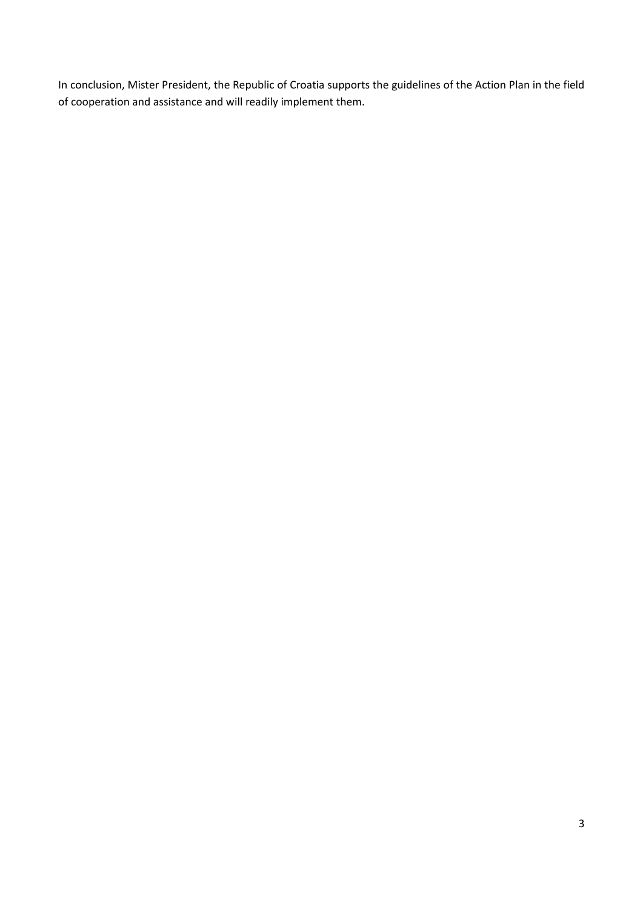In conclusion, Mister President, the Republic of Croatia supports the guidelines of the Action Plan in the field of cooperation and assistance and will readily implement them.